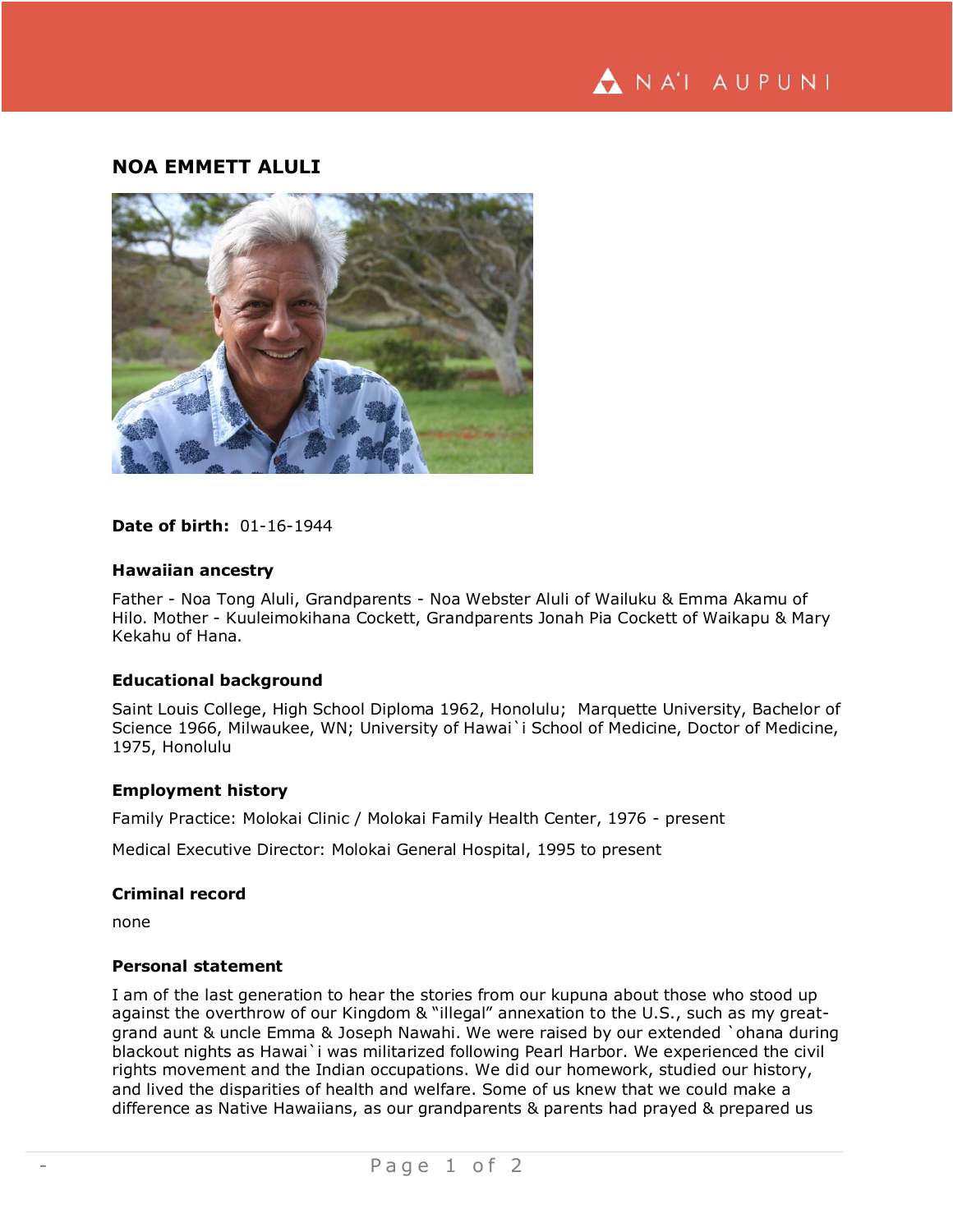## NOA EMMETT ALULI

**Date of birth:** 01-16-1944

### Hawaiian ancestry

Father - Noa Tong Aluli, Grandparents - Noa Webster Aluli of Wailuku & Emma Akamu of Hilo. Mother - Kuuleimokihana Cockett, Grandparents Jonah Pia Cockett of Waikapu & Mary Kekahu of Hana.

### Educational background

Saint Louis College, High School Diploma 1962, Honolulu; Marquette University, Bachelor of Science 1966, Milwaukee, WN; University of Hawai`i School of Medicine, Doctor of Medicine, 1975, Honolulu

### Employment history

Family Practice: Molokai Clinic / Molokai Family Health Center, 1976 - present

Medical Executive Director: Molokai General Hospital, 1995 to present

### Criminal record

none

### Personal statement

I am of the last generation to hear the stories from our kupuna about those who stood up against the overthrow of our Kingdom & "illegal" annexation to the U.S., such as my great-grand aunt & uncle Emma & Joseph Nawahi. We were raised by our extended `ohana during blackout nights as Hawai`i was militarized following Pearl Harbor. We experienced the civil rights movement and the Indian occupations. We did our homework, studied our history, and lived the disparities of health and welfare. Some of us knew that we could make a difference as Native Hawaiians, as our grandparents & parents had prayed & prepared us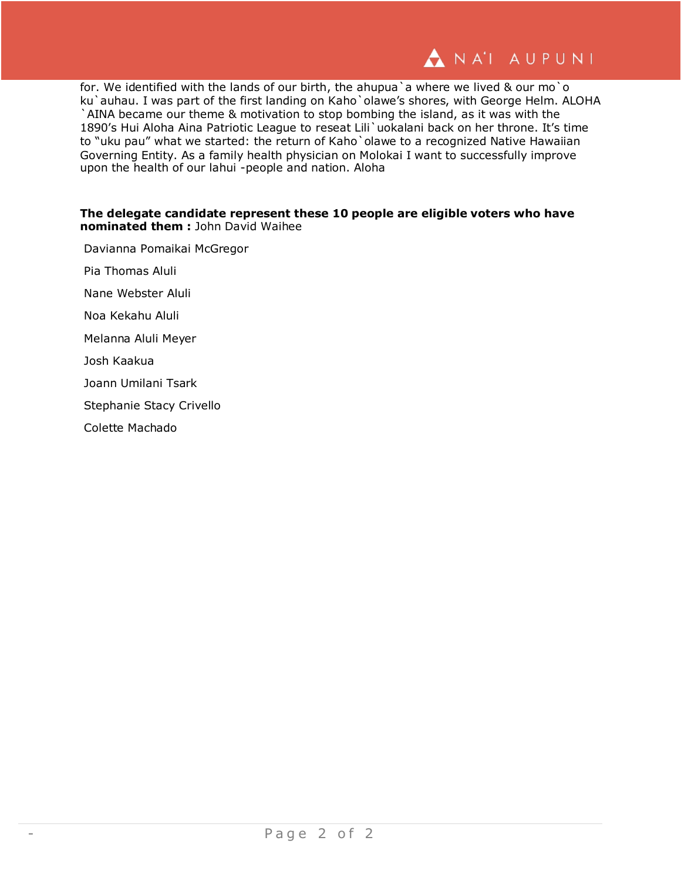for. We identified with the lands of our birth, the ahupua`a where we lived & our mo`o ku`auhau. I was part of the first landing on Kaho`olawe's shores, with George Helm. ALOHA `AINA became our theme & motivation to stop bombing the island, as it was with the 1890's Hui Aloha Aina Patriotic League to reseat Lili`uokalani back on her throne. It's time to "uku pau" what we started: the return of Kaho`olawe to a recognized Native Hawaiian Governing Entity. As a family health physician on Molokai I want to successfully improve upon the health of our lahui -people and nation. Aloha

**The delegate candidate represent these 10 people are eligible voters who have nominated them :** John David Waihee

Davianna Pomaikai McGregor

Pia Thomas Aluli

Nane Webster Aluli

Noa Kekahu Aluli

Melanna Aluli Meyer

Josh Kaakua

Joann Umilani Tsark

Stephanie Stacy Crivello

Colette Machado